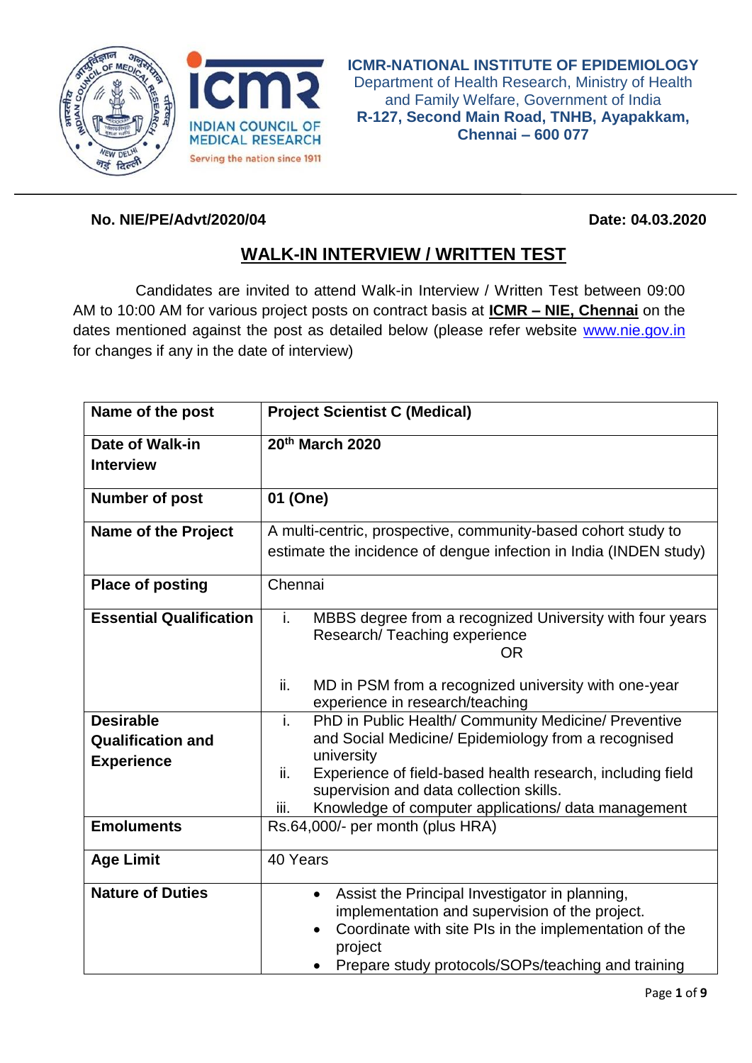**ICMR-NATIONAL INSTITUTE OF EPIDEMIOLOGY**
Department of Health Research, Ministry of Health and Family Welfare, Government of India
**R-127, Second Main Road, TNHB, Ayapakkam, Chennai – 600 077**

INDIAN COUNCIL OF MEDICAL RESEARCH
Serving the nation since 1911

**No. NIE/PE/Advt/2020/04** **Date: 04.03.2020**

# WALK-IN INTERVIEW / WRITTEN TEST

Candidates are invited to attend Walk-in Interview / Written Test between 09:00 AM to 10:00 AM for various project posts on contract basis at **ICMR – NIE, Chennai** on the dates mentioned against the post as detailed below (please refer website www.nie.gov.in for changes if any in the date of interview)

| **Name of the post** | **Project Scientist C (Medical)** |
|---|---|
| **Date of Walk-in Interview** | **20th March 2020** |
| **Number of post** | **01 (One)** |
| **Name of the Project** | A multi-centric, prospective, community-based cohort study to estimate the incidence of dengue infection in India (INDEN study) |
| **Place of posting** | Chennai |
| **Essential Qualification** | i. MBBS degree from a recognized University with four years Research/ Teaching experience<br>OR<br>ii. MD in PSM from a recognized university with one-year experience in research/teaching |
| **Desirable Qualification and Experience** | i. PhD in Public Health/ Community Medicine/ Preventive and Social Medicine/ Epidemiology from a recognised university<br>ii. Experience of field-based health research, including field supervision and data collection skills.<br>iii. Knowledge of computer applications/ data management |
| **Emoluments** | Rs.64,000/- per month (plus HRA) |
| **Age Limit** | 40 Years |
| **Nature of Duties** | • Assist the Principal Investigator in planning, implementation and supervision of the project.<br>• Coordinate with site PIs in the implementation of the project<br>• Prepare study protocols/SOPs/teaching and training |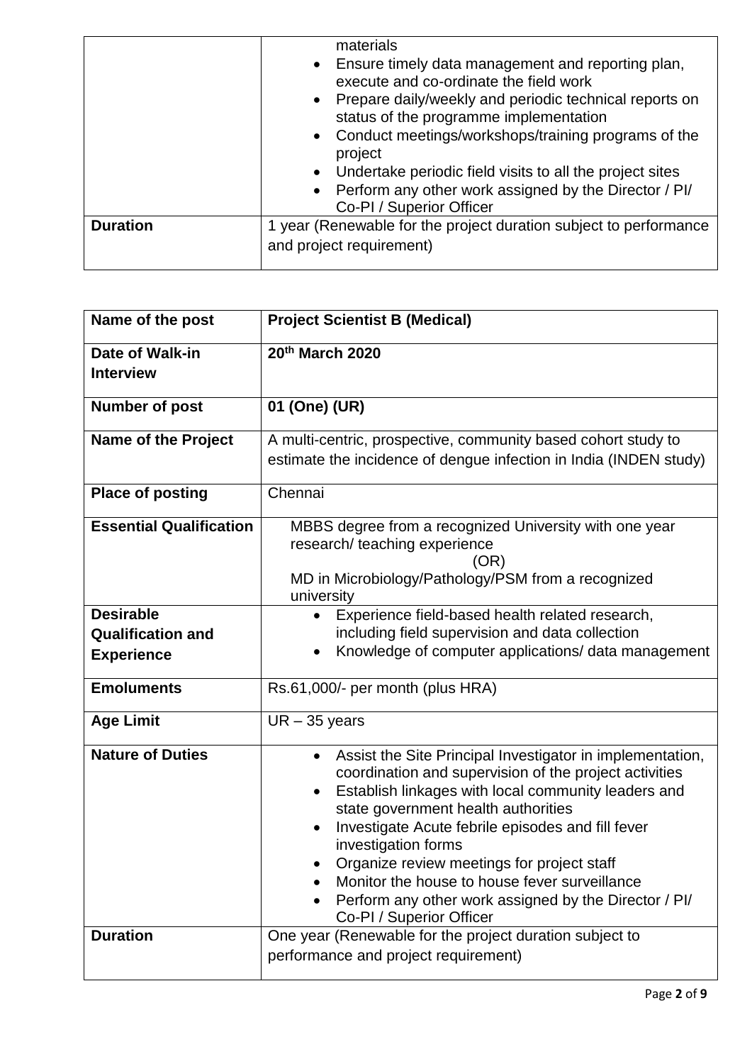| | |
|---|---|
| | materials<br>• Ensure timely data management and reporting plan, execute and co-ordinate the field work<br>• Prepare daily/weekly and periodic technical reports on status of the programme implementation<br>• Conduct meetings/workshops/training programs of the project<br>• Undertake periodic field visits to all the project sites<br>• Perform any other work assigned by the Director / PI/ Co-PI / Superior Officer |
| **Duration** | 1 year (Renewable for the project duration subject to performance and project requirement) |

| Name of the post | Project Scientist B (Medical) |
|---|---|
| **Date of Walk-in Interview** | **20th March 2020** |
| **Number of post** | **01 (One) (UR)** |
| **Name of the Project** | A multi-centric, prospective, community based cohort study to estimate the incidence of dengue infection in India (INDEN study) |
| **Place of posting** | Chennai |
| **Essential Qualification** | MBBS degree from a recognized University with one year research/ teaching experience<br>(OR)<br>MD in Microbiology/Pathology/PSM from a recognized university |
| **Desirable Qualification and Experience** | • Experience field-based health related research, including field supervision and data collection<br>• Knowledge of computer applications/ data management |
| **Emoluments** | Rs.61,000/- per month (plus HRA) |
| **Age Limit** | UR – 35 years |
| **Nature of Duties** | • Assist the Site Principal Investigator in implementation, coordination and supervision of the project activities<br>• Establish linkages with local community leaders and state government health authorities<br>• Investigate Acute febrile episodes and fill fever investigation forms<br>• Organize review meetings for project staff<br>• Monitor the house to house fever surveillance<br>• Perform any other work assigned by the Director / PI/ Co-PI / Superior Officer |
| **Duration** | One year (Renewable for the project duration subject to performance and project requirement) |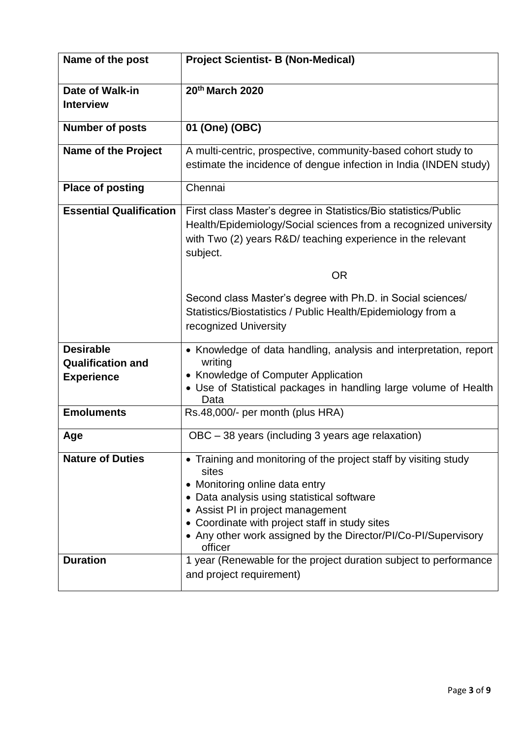| Name of the post | Project Scientist- B (Non-Medical) |
|---|---|
| Date of Walk-in Interview | 20th March 2020 |
| Number of posts | 01 (One) (OBC) |
| Name of the Project | A multi-centric, prospective, community-based cohort study to estimate the incidence of dengue infection in India (INDEN study) |
| Place of posting | Chennai |
| Essential Qualification | First class Master's degree in Statistics/Bio statistics/Public Health/Epidemiology/Social sciences from a recognized university with Two (2) years R&D/ teaching experience in the relevant subject.<br><br>OR<br><br>Second class Master's degree with Ph.D. in Social sciences/ Statistics/Biostatistics / Public Health/Epidemiology from a recognized University |
| Desirable Qualification and Experience | • Knowledge of data handling, analysis and interpretation, report writing<br>• Knowledge of Computer Application<br>• Use of Statistical packages in handling large volume of Health Data |
| Emoluments | Rs.48,000/- per month (plus HRA) |
| Age | OBC – 38 years (including 3 years age relaxation) |
| Nature of Duties | • Training and monitoring of the project staff by visiting study sites<br>• Monitoring online data entry<br>• Data analysis using statistical software<br>• Assist PI in project management<br>• Coordinate with project staff in study sites<br>• Any other work assigned by the Director/PI/Co-PI/Supervisory officer |
| Duration | 1 year (Renewable for the project duration subject to performance and project requirement) |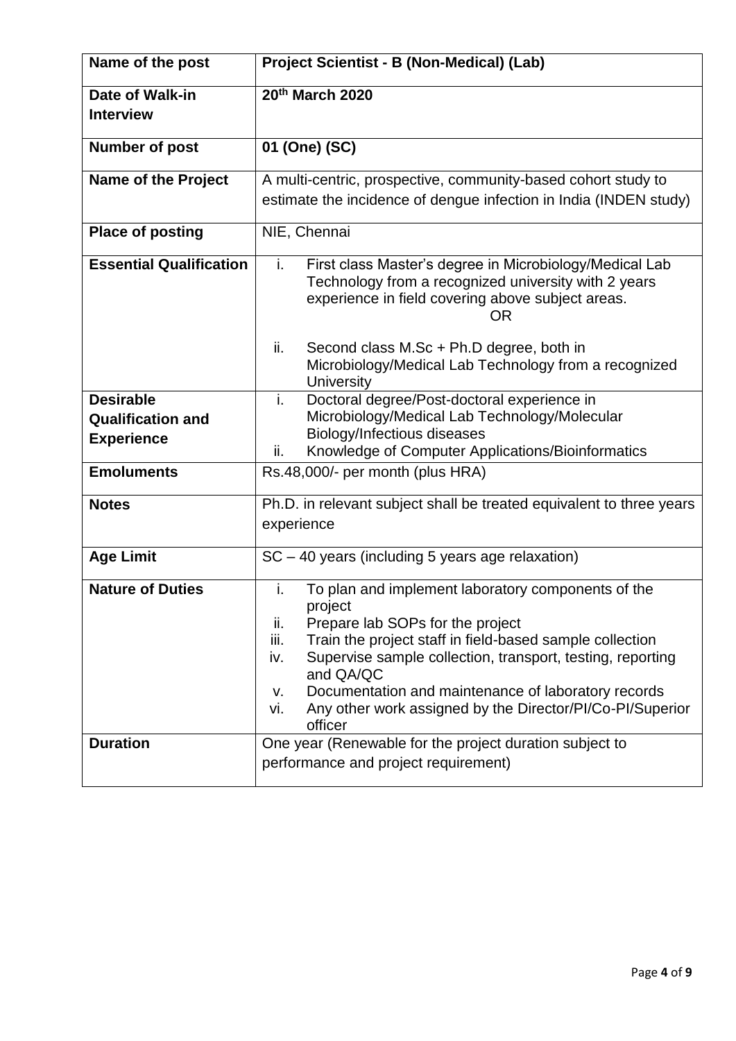| **Name of the post** | **Project Scientist - B (Non-Medical) (Lab)** |
|---|---|
| **Date of Walk-in Interview** | **20th March 2020** |
| **Number of post** | **01 (One) (SC)** |
| **Name of the Project** | A multi-centric, prospective, community-based cohort study to estimate the incidence of dengue infection in India (INDEN study) |
| **Place of posting** | NIE, Chennai |
| **Essential Qualification** | i. First class Master's degree in Microbiology/Medical Lab Technology from a recognized university with 2 years experience in field covering above subject areas.<br>OR<br>ii. Second class M.Sc + Ph.D degree, both in Microbiology/Medical Lab Technology from a recognized University |
| **Desirable Qualification and Experience** | i. Doctoral degree/Post-doctoral experience in Microbiology/Medical Lab Technology/Molecular Biology/Infectious diseases<br>ii. Knowledge of Computer Applications/Bioinformatics |
| **Emoluments** | Rs.48,000/- per month (plus HRA) |
| **Notes** | Ph.D. in relevant subject shall be treated equivalent to three years experience |
| **Age Limit** | SC – 40 years (including 5 years age relaxation) |
| **Nature of Duties** | i. To plan and implement laboratory components of the project<br>ii. Prepare lab SOPs for the project<br>iii. Train the project staff in field-based sample collection<br>iv. Supervise sample collection, transport, testing, reporting and QA/QC<br>v. Documentation and maintenance of laboratory records<br>vi. Any other work assigned by the Director/PI/Co-PI/Superior officer |
| **Duration** | One year (Renewable for the project duration subject to performance and project requirement) |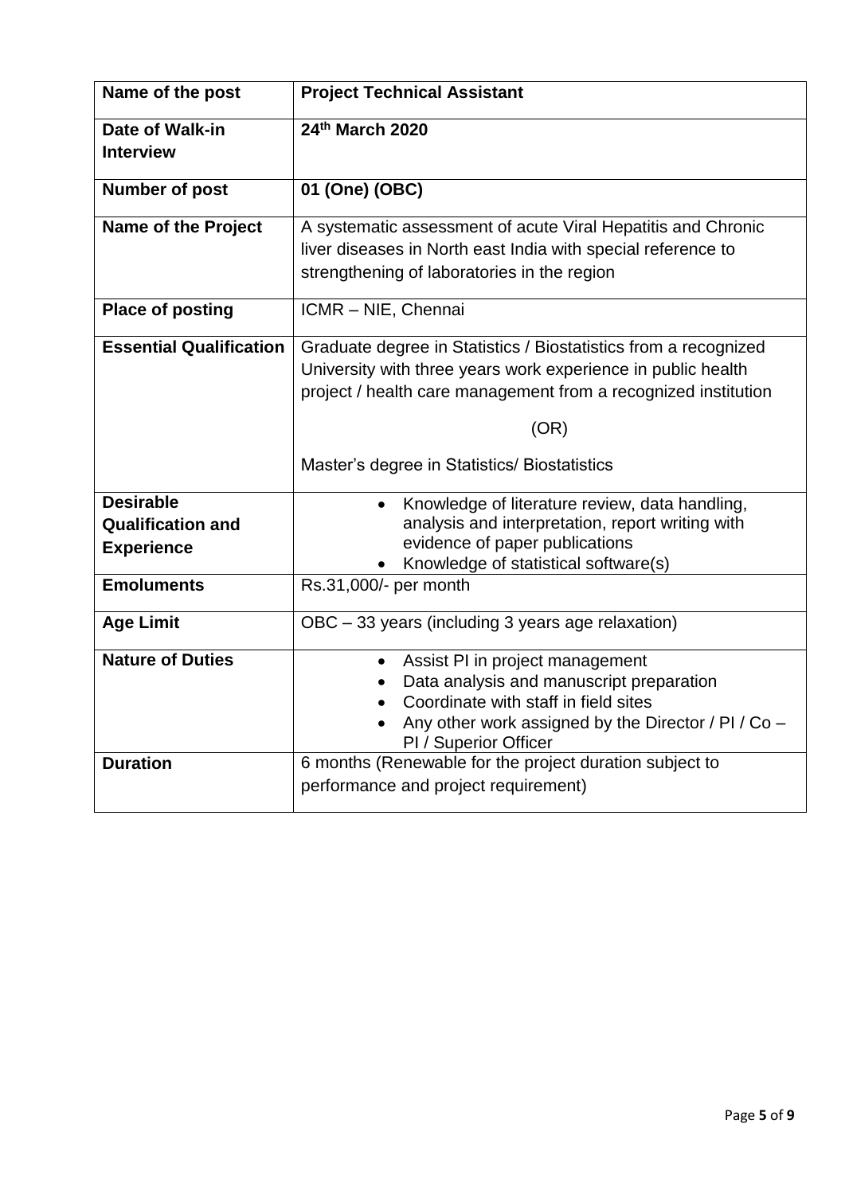| **Name of the post** | **Project Technical Assistant** |
|---|---|
| **Date of Walk-in Interview** | **24th March 2020** |
| **Number of post** | **01 (One) (OBC)** |
| **Name of the Project** | A systematic assessment of acute Viral Hepatitis and Chronic liver diseases in North east India with special reference to strengthening of laboratories in the region |
| **Place of posting** | ICMR – NIE, Chennai |
| **Essential Qualification** | Graduate degree in Statistics / Biostatistics from a recognized University with three years work experience in public health project / health care management from a recognized institution<br><br>(OR)<br><br>Master's degree in Statistics/ Biostatistics |
| **Desirable Qualification and Experience** | • Knowledge of literature review, data handling, analysis and interpretation, report writing with evidence of paper publications<br>• Knowledge of statistical software(s) |
| **Emoluments** | Rs.31,000/- per month |
| **Age Limit** | OBC – 33 years (including 3 years age relaxation) |
| **Nature of Duties** | • Assist PI in project management<br>• Data analysis and manuscript preparation<br>• Coordinate with staff in field sites<br>• Any other work assigned by the Director / PI / Co – PI / Superior Officer |
| **Duration** | 6 months (Renewable for the project duration subject to performance and project requirement) |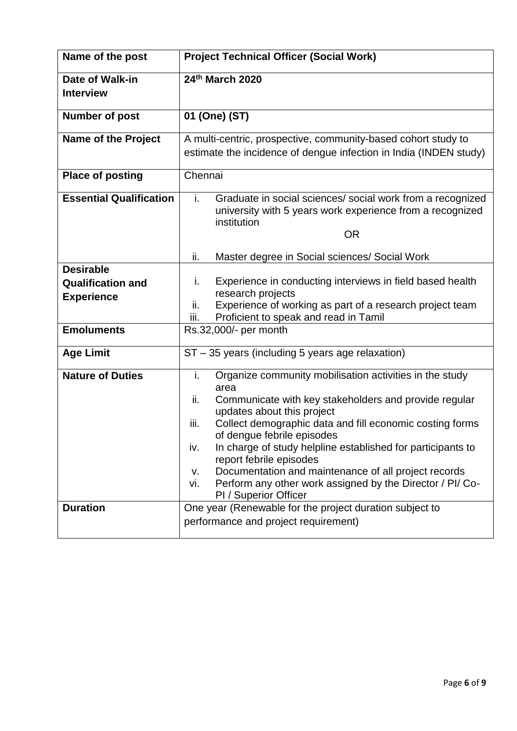| Name of the post | Project Technical Officer (Social Work) |
|---|---|
| **Date of Walk-in Interview** | **24th March 2020** |
| **Number of post** | **01 (One) (ST)** |
| **Name of the Project** | A multi-centric, prospective, community-based cohort study to estimate the incidence of dengue infection in India (INDEN study) |
| **Place of posting** | Chennai |
| **Essential Qualification** | i. Graduate in social sciences/ social work from a recognized university with 5 years work experience from a recognized institution<br>OR<br>ii. Master degree in Social sciences/ Social Work |
| **Desirable Qualification and Experience** | i. Experience in conducting interviews in field based health research projects<br>ii. Experience of working as part of a research project team<br>iii. Proficient to speak and read in Tamil |
| **Emoluments** | Rs.32,000/- per month |
| **Age Limit** | ST – 35 years (including 5 years age relaxation) |
| **Nature of Duties** | i. Organize community mobilisation activities in the study area<br>ii. Communicate with key stakeholders and provide regular updates about this project<br>iii. Collect demographic data and fill economic costing forms of dengue febrile episodes<br>iv. In charge of study helpline established for participants to report febrile episodes<br>v. Documentation and maintenance of all project records<br>vi. Perform any other work assigned by the Director / PI/ Co-PI / Superior Officer |
| **Duration** | One year (Renewable for the project duration subject to performance and project requirement) |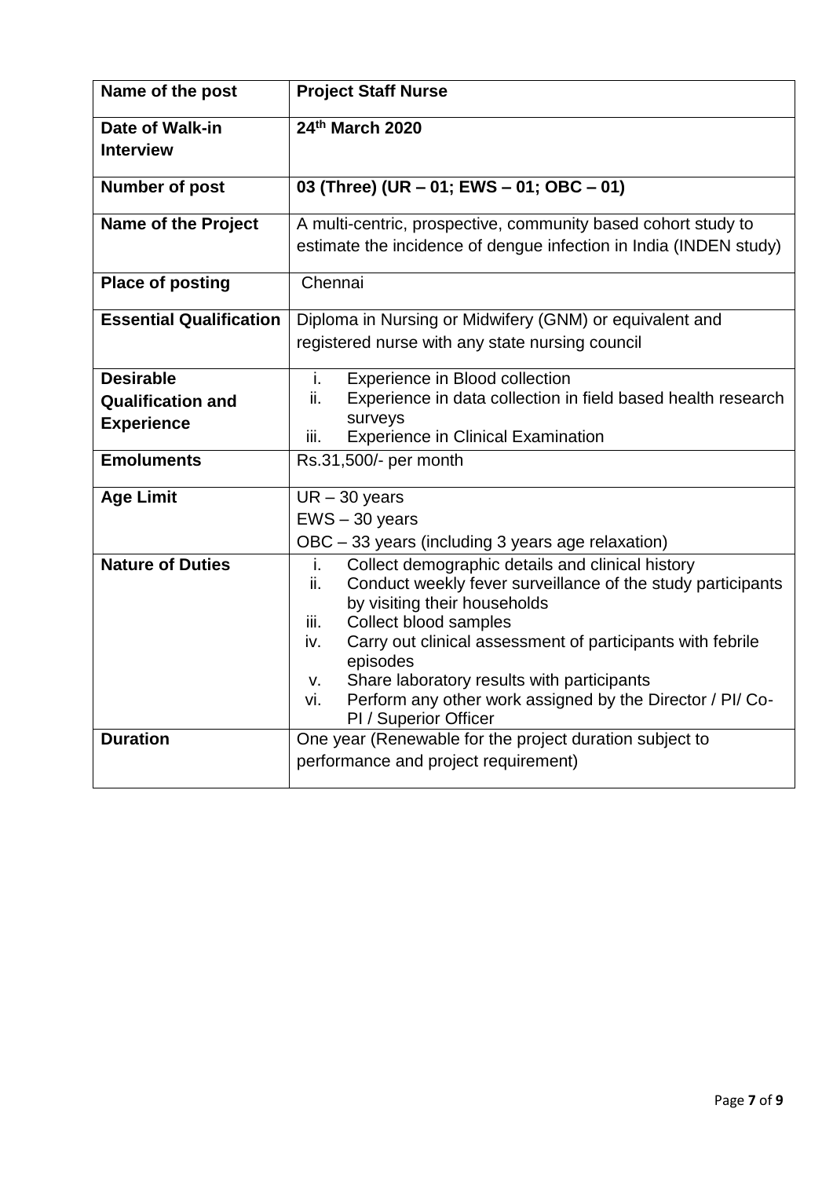| Name of the post | Project Staff Nurse |
|---|---|
| **Date of Walk-in Interview** | **24th March 2020** |
| **Number of post** | **03 (Three) (UR – 01; EWS – 01; OBC – 01)** |
| **Name of the Project** | A multi-centric, prospective, community based cohort study to estimate the incidence of dengue infection in India (INDEN study) |
| **Place of posting** | Chennai |
| **Essential Qualification** | Diploma in Nursing or Midwifery (GNM) or equivalent and registered nurse with any state nursing council |
| **Desirable Qualification and Experience** | i. Experience in Blood collection<br>ii. Experience in data collection in field based health research surveys<br>iii. Experience in Clinical Examination |
| **Emoluments** | Rs.31,500/- per month |
| **Age Limit** | UR – 30 years<br>EWS – 30 years<br>OBC – 33 years (including 3 years age relaxation) |
| **Nature of Duties** | i. Collect demographic details and clinical history<br>ii. Conduct weekly fever surveillance of the study participants by visiting their households<br>iii. Collect blood samples<br>iv. Carry out clinical assessment of participants with febrile episodes<br>v. Share laboratory results with participants<br>vi. Perform any other work assigned by the Director / PI/ Co-PI / Superior Officer |
| **Duration** | One year (Renewable for the project duration subject to performance and project requirement) |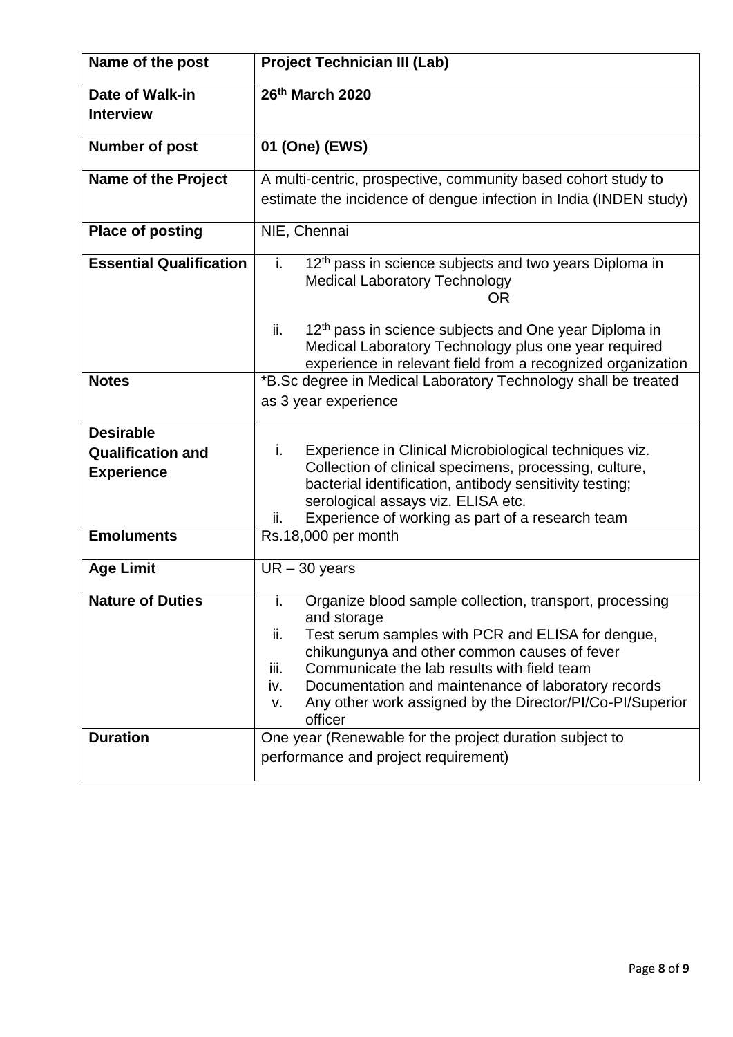| Name of the post | Project Technician III (Lab) |
|---|---|
| Date of Walk-in Interview | 26th March 2020 |
| Number of post | 01 (One) (EWS) |
| Name of the Project | A multi-centric, prospective, community based cohort study to estimate the incidence of dengue infection in India (INDEN study) |
| Place of posting | NIE, Chennai |
| Essential Qualification | i. 12th pass in science subjects and two years Diploma in Medical Laboratory Technology<br>OR<br>ii. 12th pass in science subjects and One year Diploma in Medical Laboratory Technology plus one year required experience in relevant field from a recognized organization |
| Notes | *B.Sc degree in Medical Laboratory Technology shall be treated as 3 year experience |
| Desirable Qualification and Experience | i. Experience in Clinical Microbiological techniques viz. Collection of clinical specimens, processing, culture, bacterial identification, antibody sensitivity testing; serological assays viz. ELISA etc.<br>ii. Experience of working as part of a research team |
| Emoluments | Rs.18,000 per month |
| Age Limit | UR – 30 years |
| Nature of Duties | i. Organize blood sample collection, transport, processing and storage<br>ii. Test serum samples with PCR and ELISA for dengue, chikungunya and other common causes of fever<br>iii. Communicate the lab results with field team<br>iv. Documentation and maintenance of laboratory records<br>v. Any other work assigned by the Director/PI/Co-PI/Superior officer |
| Duration | One year (Renewable for the project duration subject to performance and project requirement) |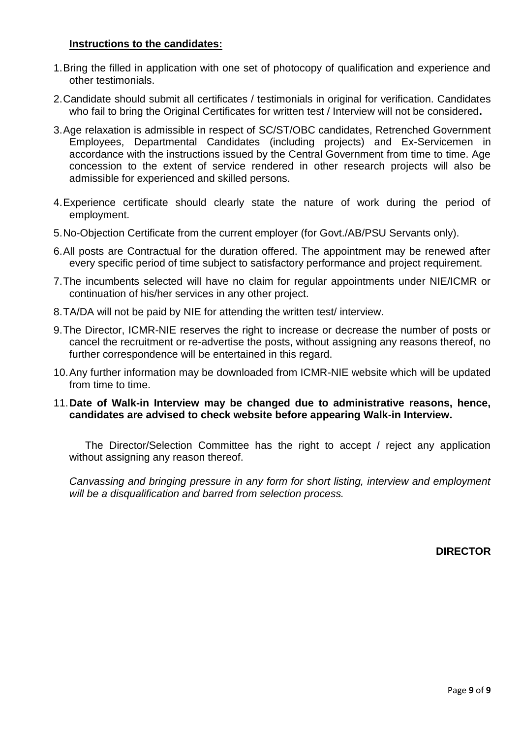**Instructions to the candidates:**

1. Bring the filled in application with one set of photocopy of qualification and experience and other testimonials.
2. Candidate should submit all certificates / testimonials in original for verification. Candidates who fail to bring the Original Certificates for written test / Interview will not be considered**.**
3. Age relaxation is admissible in respect of SC/ST/OBC candidates, Retrenched Government Employees, Departmental Candidates (including projects) and Ex-Servicemen in accordance with the instructions issued by the Central Government from time to time. Age concession to the extent of service rendered in other research projects will also be admissible for experienced and skilled persons.
4. Experience certificate should clearly state the nature of work during the period of employment.
5. No-Objection Certificate from the current employer (for Govt./AB/PSU Servants only).
6. All posts are Contractual for the duration offered. The appointment may be renewed after every specific period of time subject to satisfactory performance and project requirement.
7. The incumbents selected will have no claim for regular appointments under NIE/ICMR or continuation of his/her services in any other project.
8. TA/DA will not be paid by NIE for attending the written test/ interview.
9. The Director, ICMR-NIE reserves the right to increase or decrease the number of posts or cancel the recruitment or re-advertise the posts, without assigning any reasons thereof, no further correspondence will be entertained in this regard.
10. Any further information may be downloaded from ICMR-NIE website which will be updated from time to time.
11. **Date of Walk-in Interview may be changed due to administrative reasons, hence, candidates are advised to check website before appearing Walk-in Interview.**

The Director/Selection Committee has the right to accept / reject any application without assigning any reason thereof.

*Canvassing and bringing pressure in any form for short listing, interview and employment will be a disqualification and barred from selection process.*

**DIRECTOR**